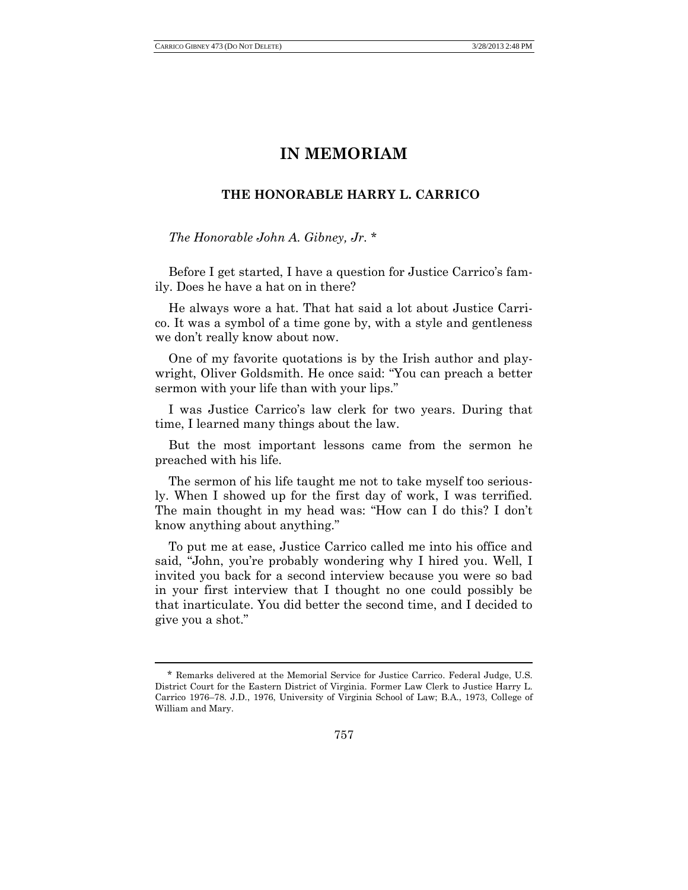# IN MEMORIAM

## THE HONORABLE HARRY L. CARRICO

*The Honorable John A. Gibney, Jr.* *

Before I get started, I have a question for Justice Carrico's family. Does he have a hat on in there?

He always wore a hat. That hat said a lot about Justice Carrico. It was a symbol of a time gone by, with a style and gentleness we don't really know about now.

One of my favorite quotations is by the Irish author and playwright, Oliver Goldsmith. He once said: "You can preach a better sermon with your life than with your lips."

I was Justice Carrico's law clerk for two years. During that time, I learned many things about the law.

But the most important lessons came from the sermon he preached with his life.

The sermon of his life taught me not to take myself too seriously. When I showed up for the first day of work, I was terrified. The main thought in my head was: "How can I do this? I don't know anything about anything."

To put me at ease, Justice Carrico called me into his office and said, "John, you're probably wondering why I hired you. Well, I invited you back for a second interview because you were so bad in your first interview that I thought no one could possibly be that inarticulate. You did better the second time, and I decided to give you a shot."

---

\* Remarks delivered at the Memorial Service for Justice Carrico. Federal Judge, U.S. District Court for the Eastern District of Virginia. Former Law Clerk to Justice Harry L. Carrico 1976–78. J.D., 1976, University of Virginia School of Law; B.A., 1973, College of William and Mary.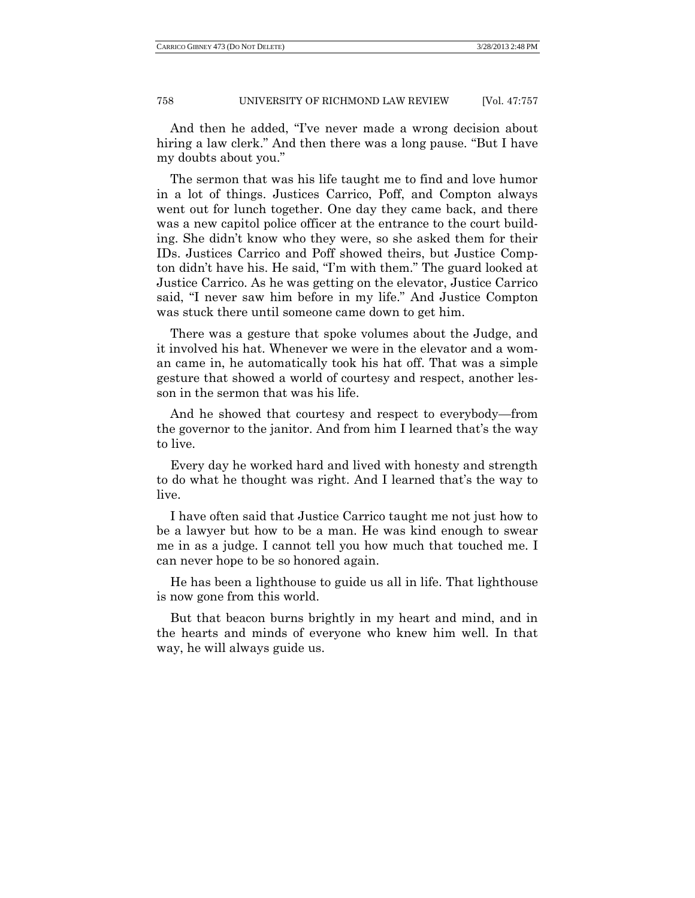And then he added, "I've never made a wrong decision about hiring a law clerk." And then there was a long pause. "But I have my doubts about you."

The sermon that was his life taught me to find and love humor in a lot of things. Justices Carrico, Poff, and Compton always went out for lunch together. One day they came back, and there was a new capitol police officer at the entrance to the court building. She didn't know who they were, so she asked them for their IDs. Justices Carrico and Poff showed theirs, but Justice Compton didn't have his. He said, "I'm with them." The guard looked at Justice Carrico. As he was getting on the elevator, Justice Carrico said, "I never saw him before in my life." And Justice Compton was stuck there until someone came down to get him.

There was a gesture that spoke volumes about the Judge, and it involved his hat. Whenever we were in the elevator and a woman came in, he automatically took his hat off. That was a simple gesture that showed a world of courtesy and respect, another lesson in the sermon that was his life.

And he showed that courtesy and respect to everybody—from the governor to the janitor. And from him I learned that's the way to live.

Every day he worked hard and lived with honesty and strength to do what he thought was right. And I learned that's the way to live.

I have often said that Justice Carrico taught me not just how to be a lawyer but how to be a man. He was kind enough to swear me in as a judge. I cannot tell you how much that touched me. I can never hope to be so honored again.

He has been a lighthouse to guide us all in life. That lighthouse is now gone from this world.

But that beacon burns brightly in my heart and mind, and in the hearts and minds of everyone who knew him well. In that way, he will always guide us.